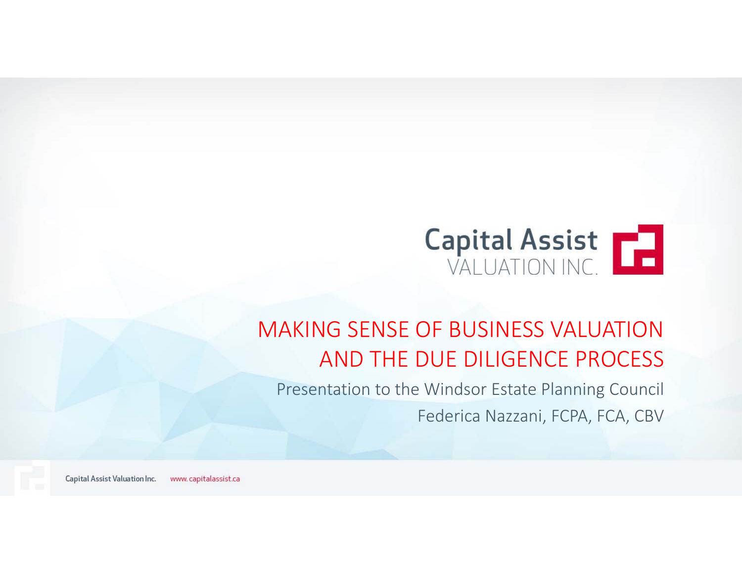Capital Assist
VALUATION INC.

# MAKING SENSE OF BUSINESS VALUATION AND THE DUE DILIGENCE PROCESS

Presentation to the Windsor Estate Planning Council

Federica Nazzani, FCPA, FCA, CBV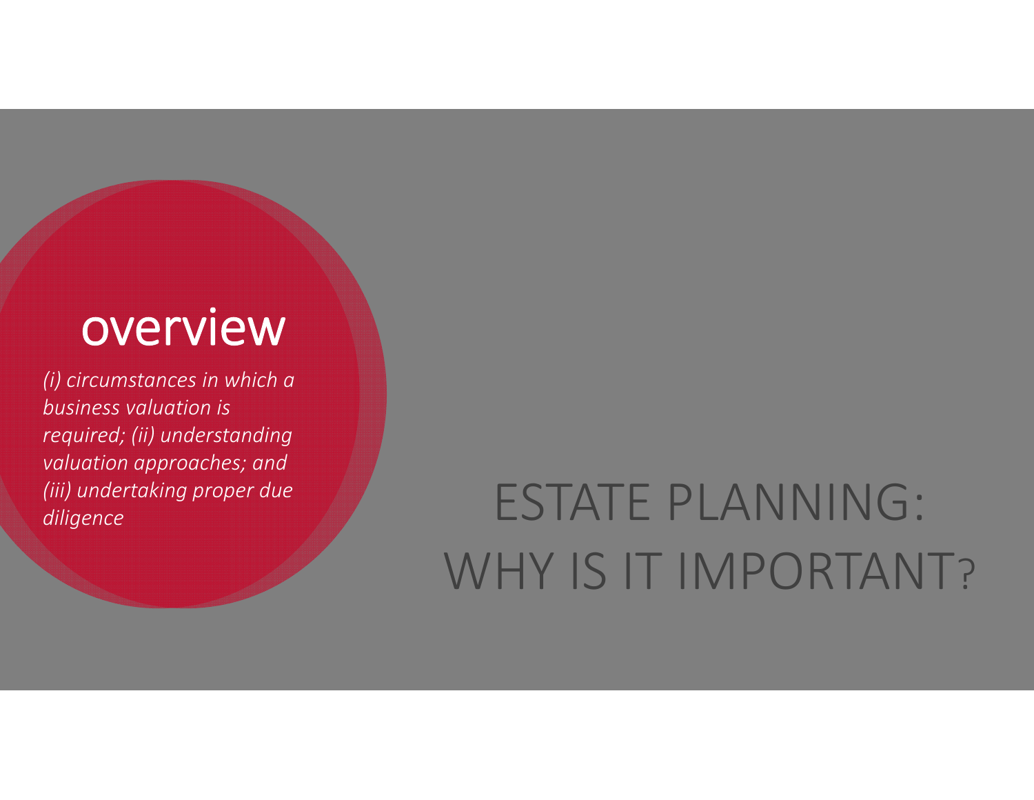# overview

*(i) circumstances in which a business valuation is required; (ii) understanding valuation approaches; and (iii) undertaking proper due diligence*

# ESTATE PLANNING: WHY IS IT IMPORTANT?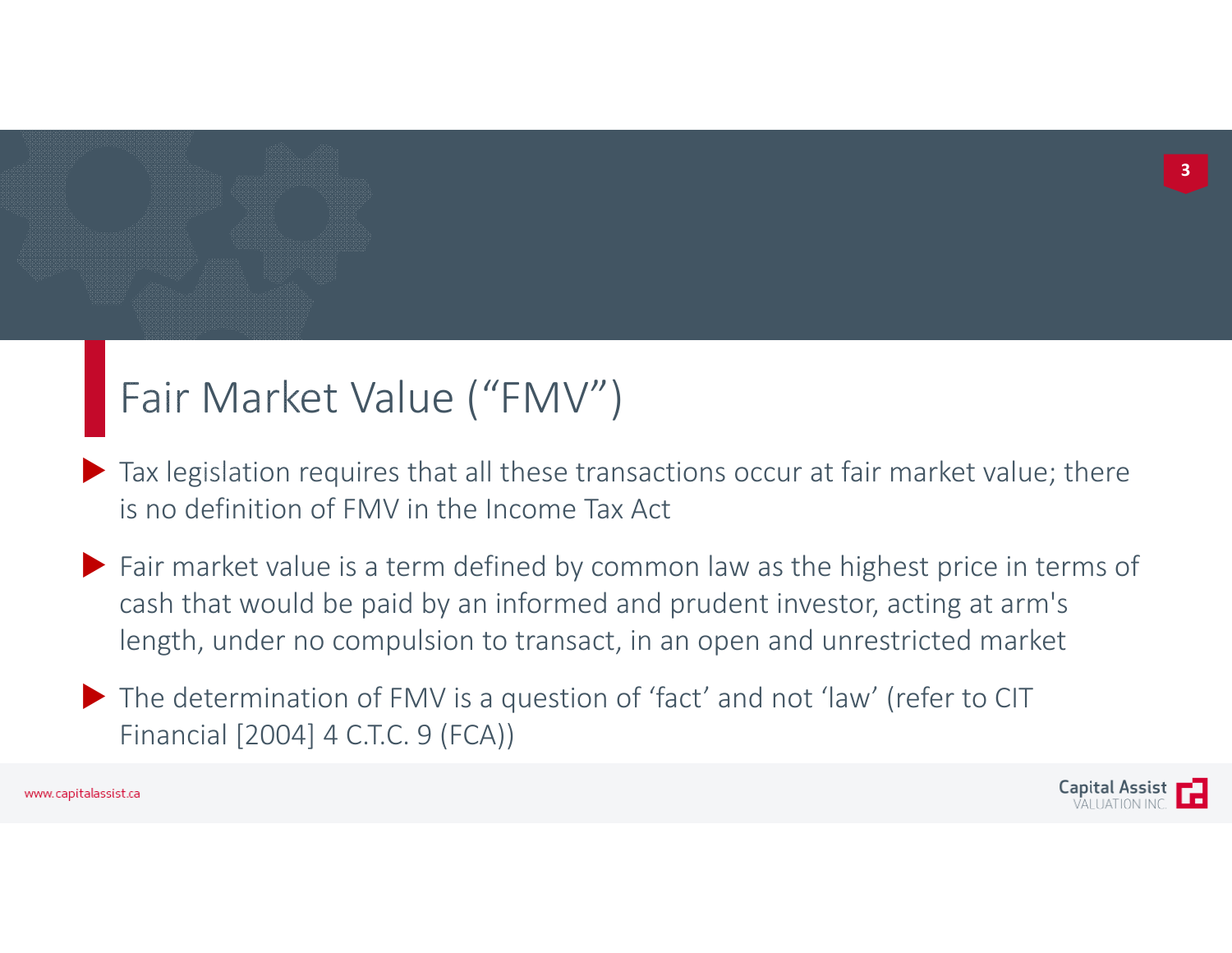# Fair Market Value ("FMV")

- Tax legislation requires that all these transactions occur at fair market value; there is no definition of FMV in the Income Tax Act
- Fair market value is a term defined by common law as the highest price in terms of cash that would be paid by an informed and prudent investor, acting at arm's length, under no compulsion to transact, in an open and unrestricted market
- The determination of FMV is a question of 'fact' and not 'law' (refer to CIT Financial [2004] 4 C.T.C. 9 (FCA))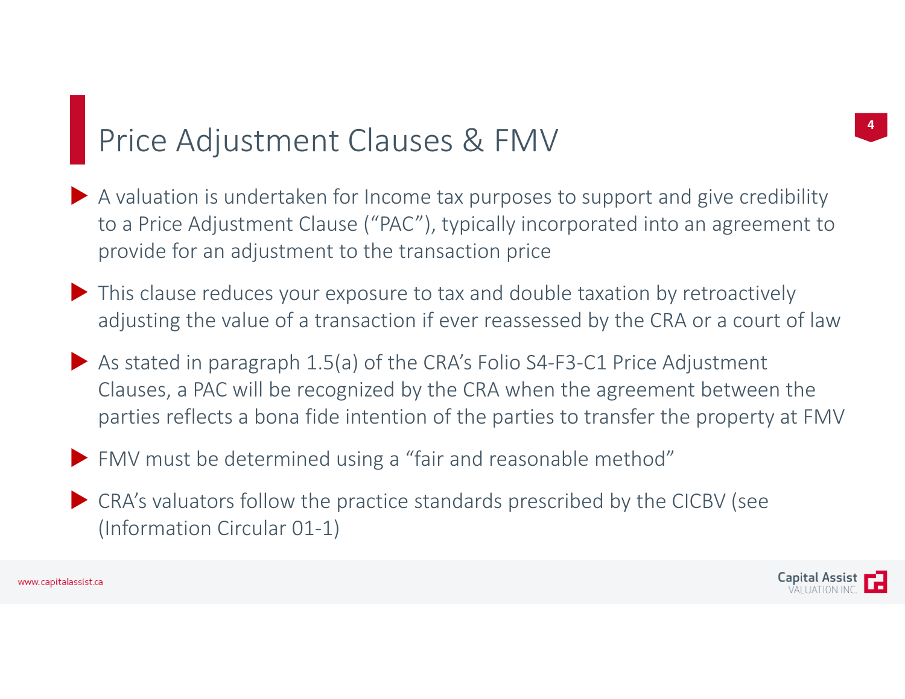# Price Adjustment Clauses & FMV

- A valuation is undertaken for Income tax purposes to support and give credibility to a Price Adjustment Clause ("PAC"), typically incorporated into an agreement to provide for an adjustment to the transaction price
- This clause reduces your exposure to tax and double taxation by retroactively adjusting the value of a transaction if ever reassessed by the CRA or a court of law
- As stated in paragraph 1.5(a) of the CRA's Folio S4-F3-C1 Price Adjustment Clauses, a PAC will be recognized by the CRA when the agreement between the parties reflects a bona fide intention of the parties to transfer the property at FMV
- FMV must be determined using a "fair and reasonable method"
- CRA's valuators follow the practice standards prescribed by the CICBV (see (Information Circular 01-1)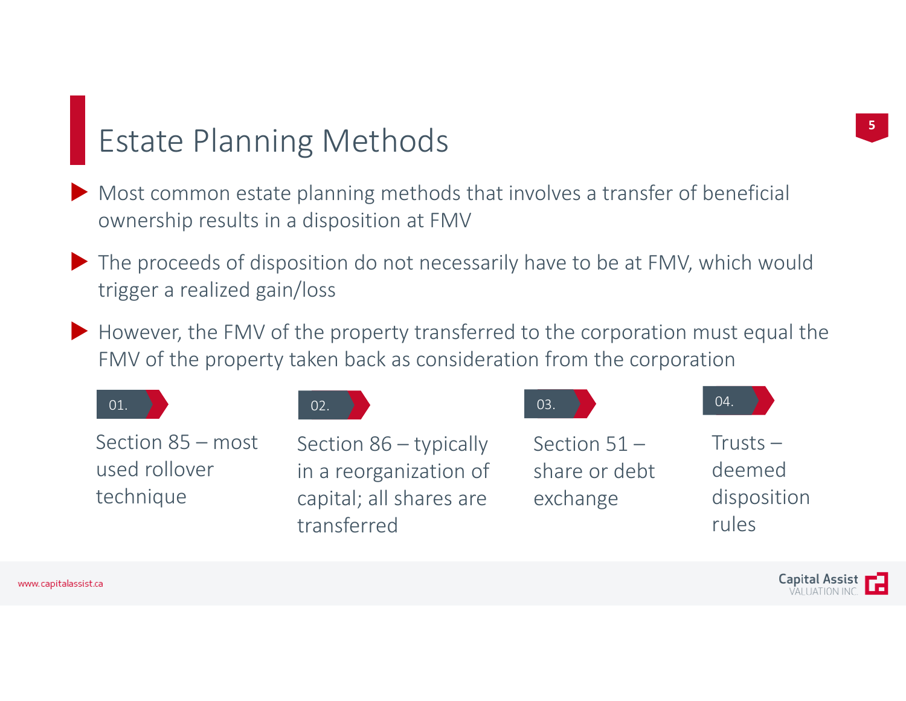# Estate Planning Methods

- Most common estate planning methods that involves a transfer of beneficial ownership results in a disposition at FMV
- The proceeds of disposition do not necessarily have to be at FMV, which would trigger a realized gain/loss
- However, the FMV of the property transferred to the corporation must equal the FMV of the property taken back as consideration from the corporation

01. Section 85 – most used rollover technique

02. Section 86 – typically in a reorganization of capital; all shares are transferred

03. Section 51 – share or debt exchange

04. Trusts – deemed disposition rules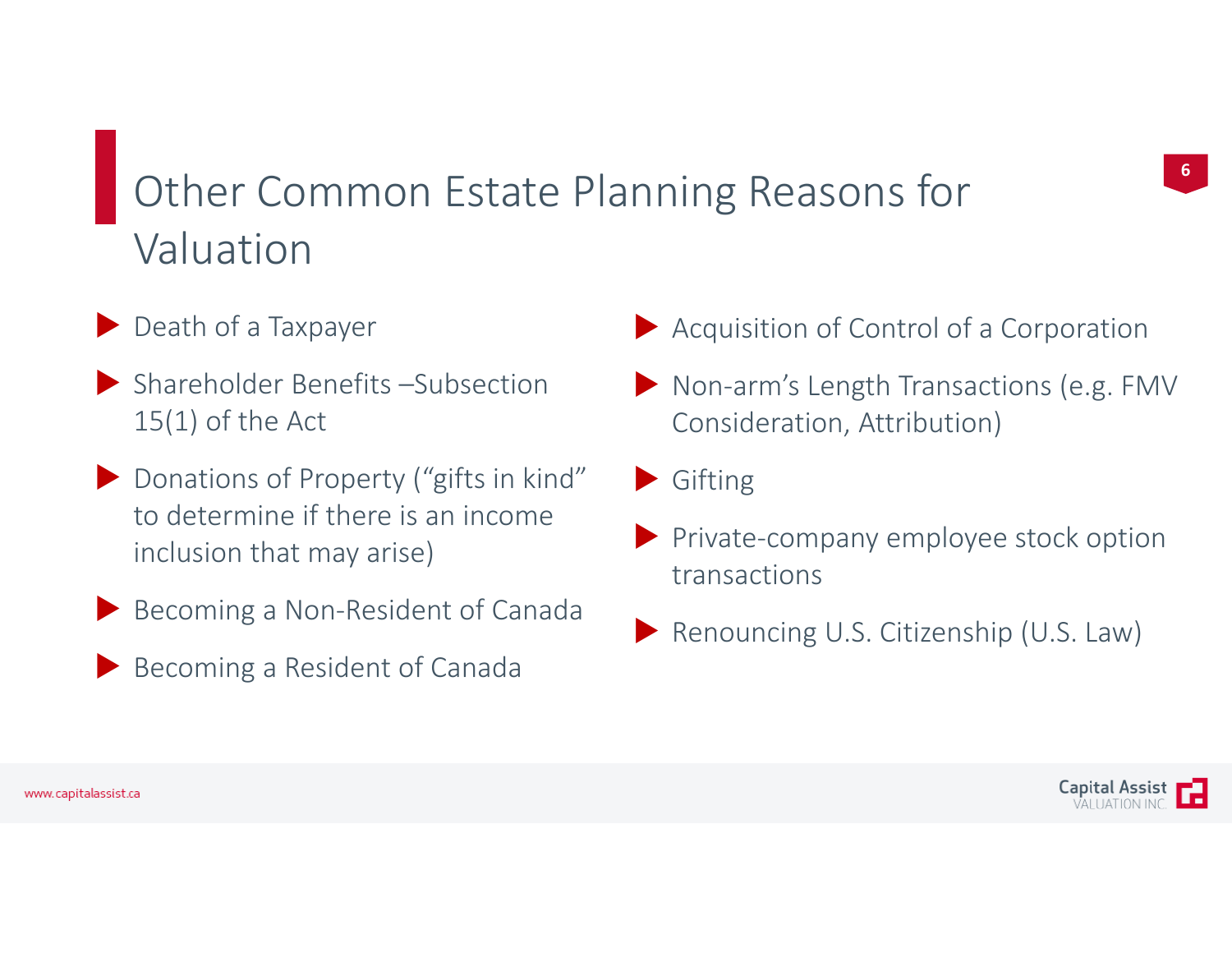# Other Common Estate Planning Reasons for Valuation

- Death of a Taxpayer
- Shareholder Benefits –Subsection 15(1) of the Act
- Donations of Property (“gifts in kind” to determine if there is an income inclusion that may arise)
- Becoming a Non-Resident of Canada
- Becoming a Resident of Canada
- Acquisition of Control of a Corporation
- Non-arm’s Length Transactions (e.g. FMV Consideration, Attribution)
- Gifting
- Private-company employee stock option transactions
- Renouncing U.S. Citizenship (U.S. Law)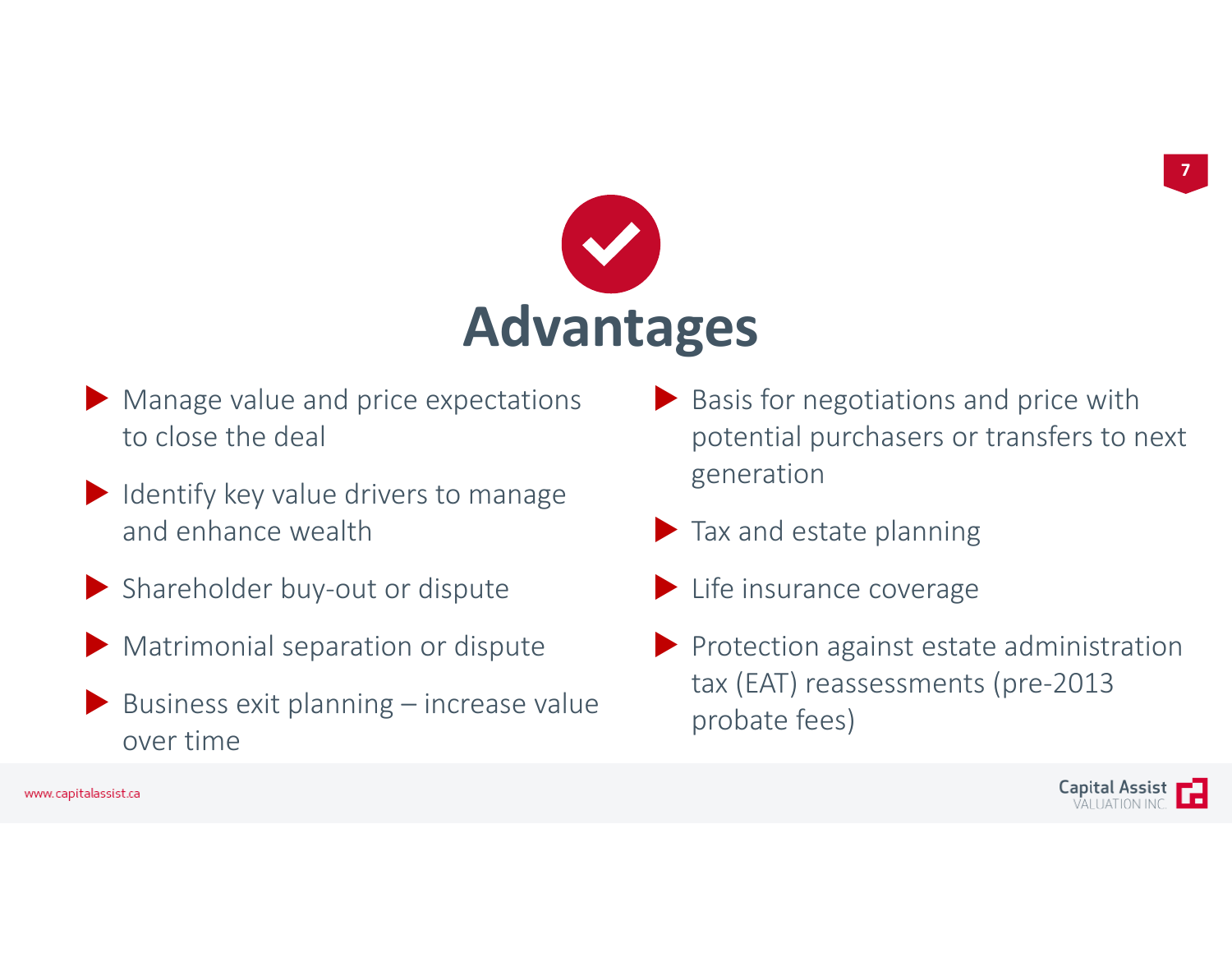# Advantages

- Manage value and price expectations to close the deal
- Identify key value drivers to manage and enhance wealth
- Shareholder buy-out or dispute
- Matrimonial separation or dispute
- Business exit planning – increase value over time
- Basis for negotiations and price with potential purchasers or transfers to next generation
- Tax and estate planning
- Life insurance coverage
- Protection against estate administration tax (EAT) reassessments (pre-2013 probate fees)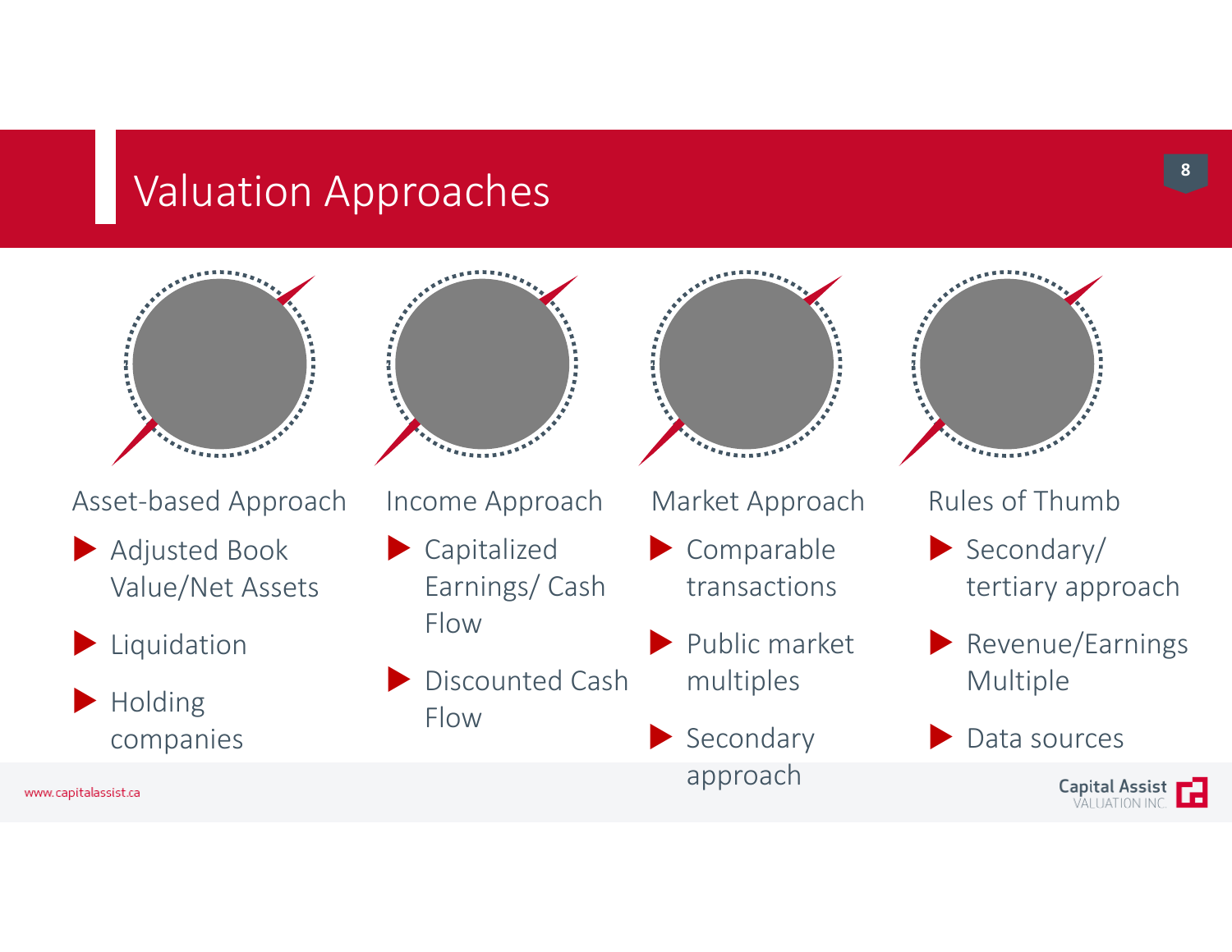# Valuation Approaches

## Asset-based Approach

- Adjusted Book Value/Net Assets
- Liquidation
- Holding companies

## Income Approach

- Capitalized Earnings/ Cash Flow
- Discounted Cash Flow

## Market Approach

- Comparable transactions
- Public market multiples
- Secondary approach

## Rules of Thumb

- Secondary/ tertiary approach
- Revenue/Earnings Multiple
- Data sources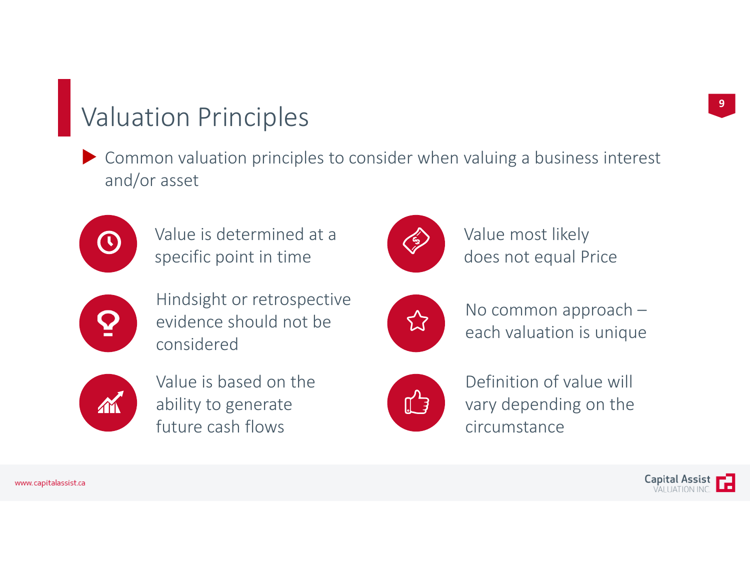# Valuation Principles

- Common valuation principles to consider when valuing a business interest and/or asset

- Value is determined at a specific point in time
- Hindsight or retrospective evidence should not be considered
- Value is based on the ability to generate future cash flows
- Value most likely does not equal Price
- No common approach – each valuation is unique
- Definition of value will vary depending on the circumstance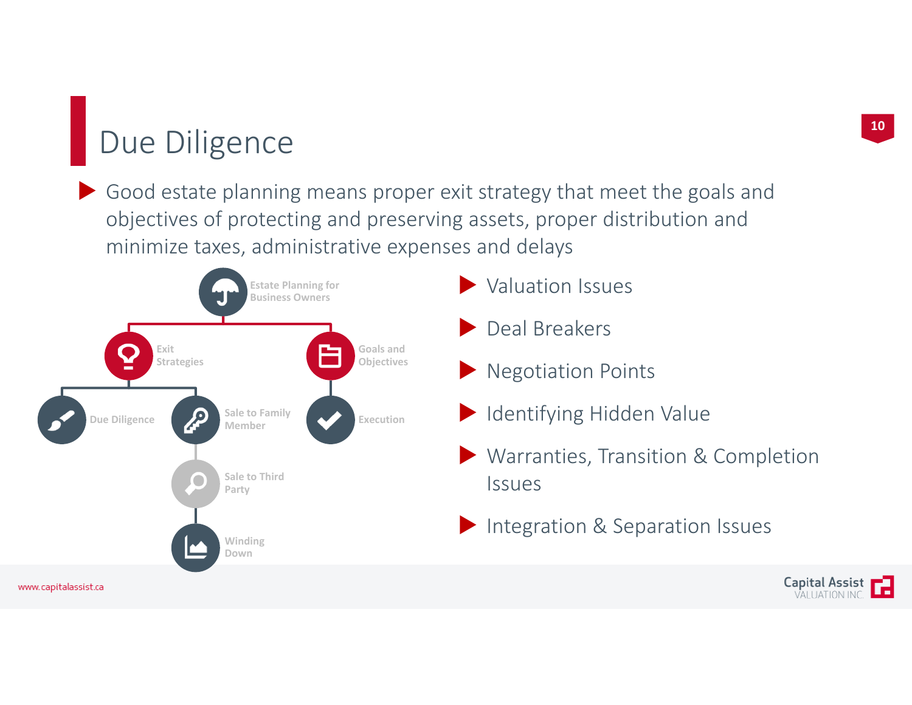# Due Diligence

- Good estate planning means proper exit strategy that meet the goals and objectives of protecting and preserving assets, proper distribution and minimize taxes, administrative expenses and delays

- Estate Planning for Business Owners
  - Exit Strategies
    - Due Diligence
    - Sale to Family Member
    - Sale to Third Party
    - Winding Down
  - Goals and Objectives
    - Execution

- Valuation Issues
- Deal Breakers
- Negotiation Points
- Identifying Hidden Value
- Warranties, Transition & Completion Issues
- Integration & Separation Issues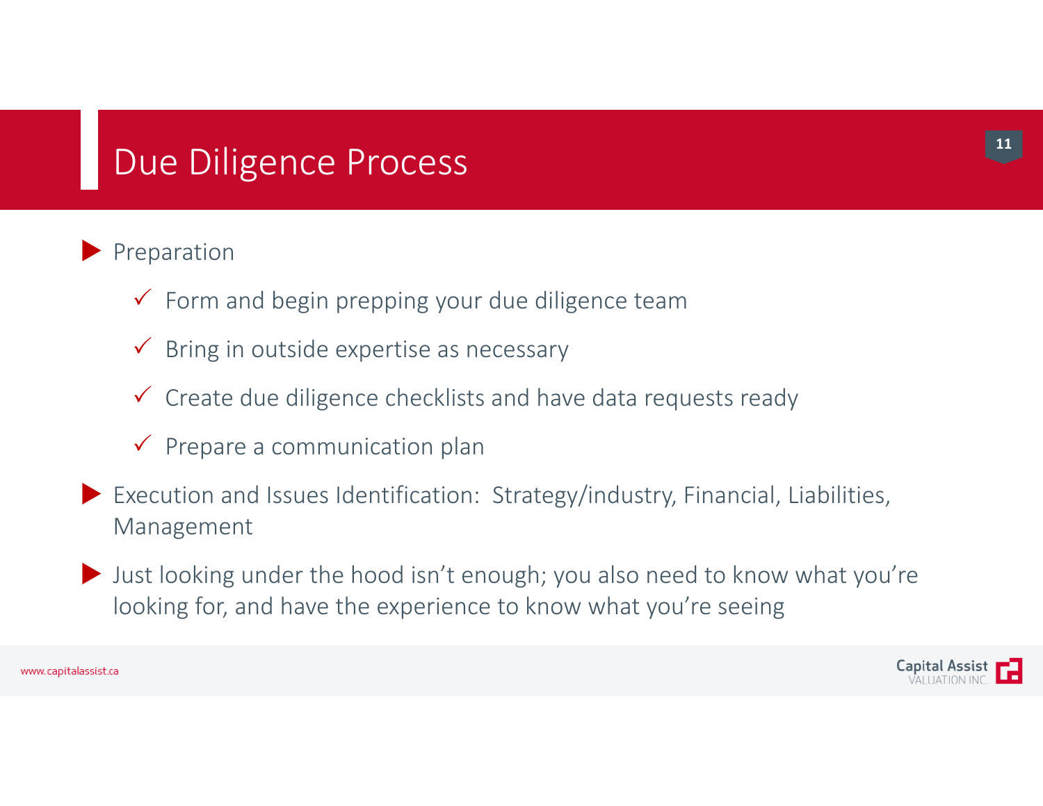# Due Diligence Process

- Preparation
  - ✓ Form and begin prepping your due diligence team
  - ✓ Bring in outside expertise as necessary
  - ✓ Create due diligence checklists and have data requests ready
  - ✓ Prepare a communication plan
- Execution and Issues Identification: Strategy/industry, Financial, Liabilities, Management
- Just looking under the hood isn't enough; you also need to know what you're looking for, and have the experience to know what you're seeing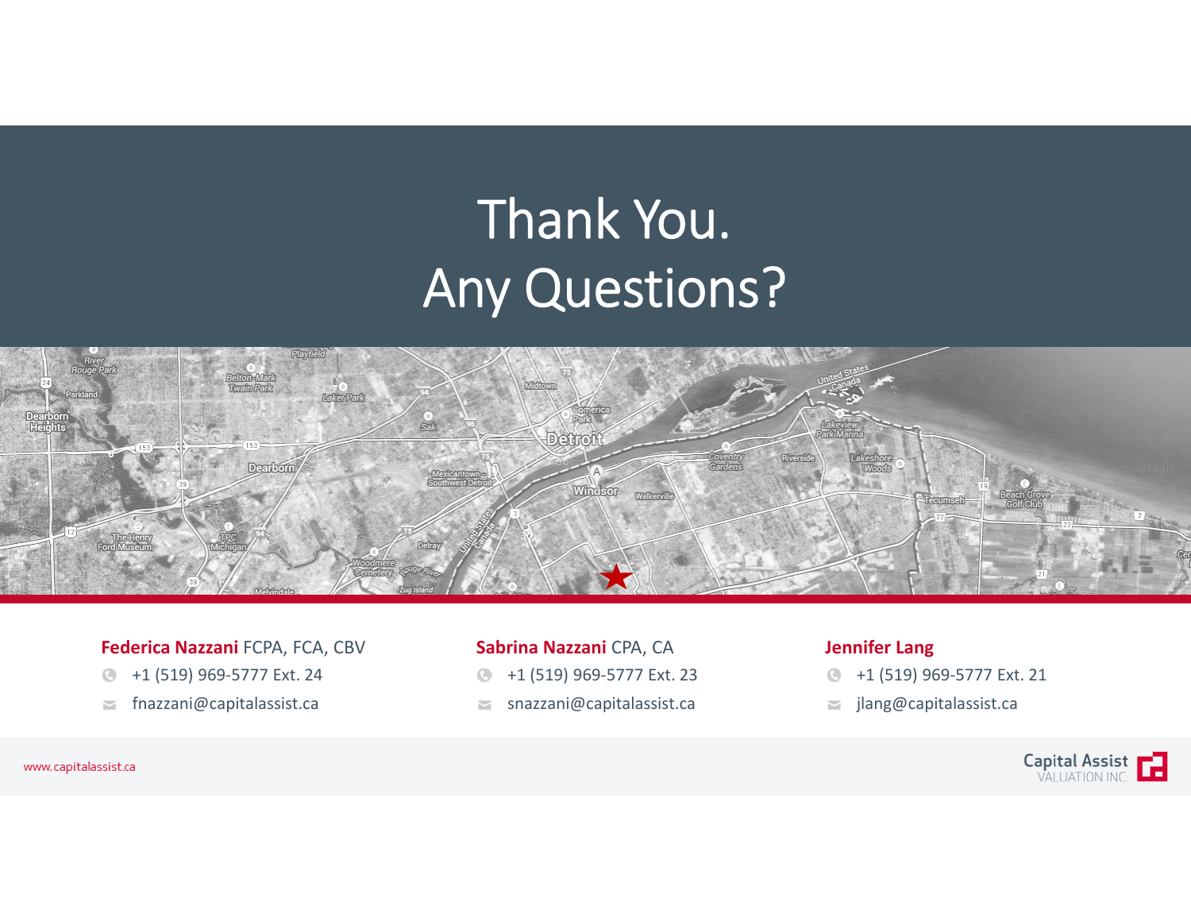# Thank You.
# Any Questions?

**Federica Nazzani** FCPA, FCA, CBV

+1 (519) 969-5777 Ext. 24

fnazzani@capitalassist.ca

**Sabrina Nazzani** CPA, CA

+1 (519) 969-5777 Ext. 23

snazzani@capitalassist.ca

**Jennifer Lang**

+1 (519) 969-5777 Ext. 21

jlang@capitalassist.ca

www.capitalassist.ca

Capital Assist VALUATION INC.